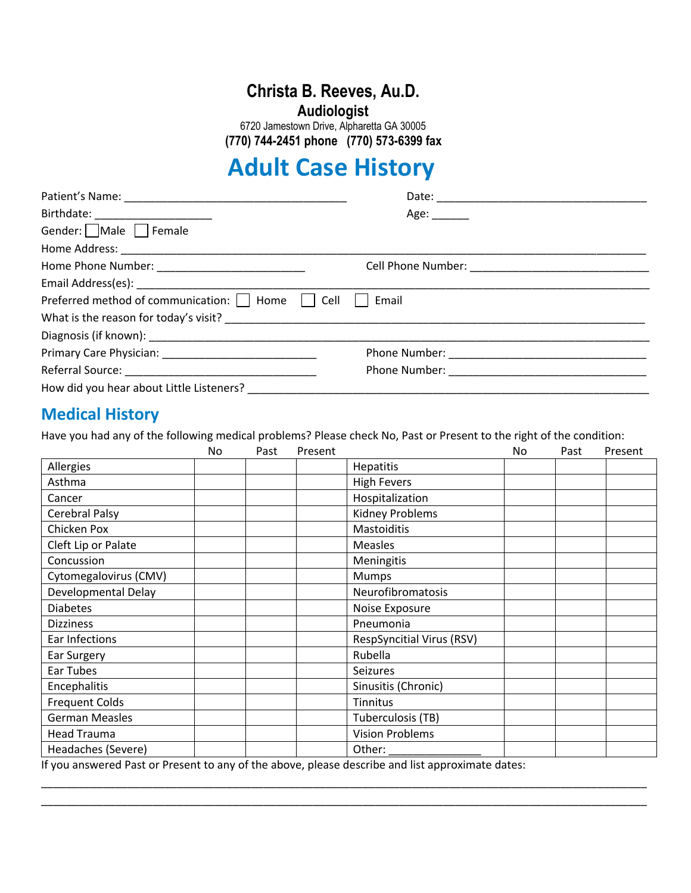# Christa B. Reeves, Au.D.

## Audiologist

6720 Jamestown Drive, Alpharetta GA 30005

**(770) 744-2451 phone (770) 573-6399 fax**

# Adult Case History

Patient's Name: ____________________________________ Date: ___________________________________

Birthdate: ___________________ Age: ______

Gender: ☐ Male ☐ Female

Home Address: ___________________________________________________________________________________

Home Phone Number: ________________________ Cell Phone Number: _____________________________

Email Address(es): __________________________________________________________________________________

Preferred method of communication: ☐ Home ☐ Cell ☐ Email

What is the reason for today's visit? _____________________________________________________________________

Diagnosis (if known): _______________________________________________________________________________

Primary Care Physician: _________________________ Phone Number: _________________________________

Referral Source: _______________________________ Phone Number: _________________________________

How did you hear about Little Listeners? ___________________________________________________________________

## Medical History

Have you had any of the following medical problems? Please check No, Past or Present to the right of the condition:

| | No | Past | Present | | No | Past | Present |
|---|---|---|---|---|---|---|---|
| Allergies | | | | Hepatitis | | | |
| Asthma | | | | High Fevers | | | |
| Cancer | | | | Hospitalization | | | |
| Cerebral Palsy | | | | Kidney Problems | | | |
| Chicken Pox | | | | Mastoiditis | | | |
| Cleft Lip or Palate | | | | Measles | | | |
| Concussion | | | | Meningitis | | | |
| Cytomegalovirus (CMV) | | | | Mumps | | | |
| Developmental Delay | | | | Neurofibromatosis | | | |
| Diabetes | | | | Noise Exposure | | | |
| Dizziness | | | | Pneumonia | | | |
| Ear Infections | | | | RespSyncitial Virus (RSV) | | | |
| Ear Surgery | | | | Rubella | | | |
| Ear Tubes | | | | Seizures | | | |
| Encephalitis | | | | Sinusitis (Chronic) | | | |
| Frequent Colds | | | | Tinnitus | | | |
| German Measles | | | | Tuberculosis (TB) | | | |
| Head Trauma | | | | Vision Problems | | | |
| Headaches (Severe) | | | | Other: _______________ | | | |

If you answered Past or Present to any of the above, please describe and list approximate dates:

_____________________________________________________________________________________________________

_____________________________________________________________________________________________________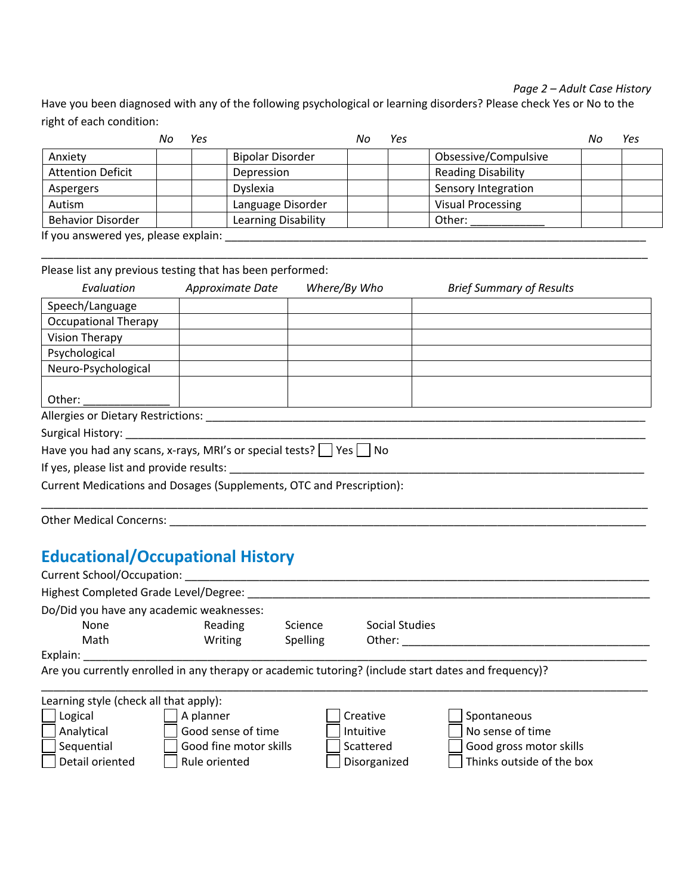Have you been diagnosed with any of the following psychological or learning disorders? Please check Yes or No to the right of each condition:

| | No | Yes | | No | Yes | | No | Yes |
|---|---|---|---|---|---|---|---|---|
| Anxiety | | | Bipolar Disorder | | | Obsessive/Compulsive | | |
| Attention Deficit | | | Depression | | | Reading Disability | | |
| Aspergers | | | Dyslexia | | | Sensory Integration | | |
| Autism | | | Language Disorder | | | Visual Processing | | |
| Behavior Disorder | | | Learning Disability | | | Other: ____________ | | |

If you answered yes, please explain: ___________________________________________________________________

_____________________________________________________________________________________________

Please list any previous testing that has been performed:

| *Evaluation* | *Approximate Date* | *Where/By Who* | *Brief Summary of Results* |
|---|---|---|---|
| Speech/Language | | | |
| Occupational Therapy | | | |
| Vision Therapy | | | |
| Psychological | | | |
| Neuro-Psychological | | | |
| Other: ______________ | | | |

Allergies or Dietary Restrictions: ____________________________________________________________________

Surgical History: ________________________________________________________________________________

Have you had any scans, x-rays, MRI's or special tests? ☐ Yes ☐ No

If yes, please list and provide results: _________________________________________________________________

Current Medications and Dosages (Supplements, OTC and Prescription):

_____________________________________________________________________________________________

Other Medical Concerns: ___________________________________________________________________________

## Educational/Occupational History

Current School/Occupation: __________________________________________________________________________

Highest Completed Grade Level/Degree: _________________________________________________________________

Do/Did you have any academic weaknesses:

None    Reading    Science    Social Studies

Math    Writing    Spelling    Other: ________________________________________

Explain: _______________________________________________________________________________________

Are you currently enrolled in any therapy or academic tutoring? (include start dates and frequency)?

_____________________________________________________________________________________________

Learning style (check all that apply):

| | | | |
|---|---|---|---|
| ☐ Logical | ☐ A planner | ☐ Creative | ☐ Spontaneous |
| ☐ Analytical | ☐ Good sense of time | ☐ Intuitive | ☐ No sense of time |
| ☐ Sequential | ☐ Good fine motor skills | ☐ Scattered | ☐ Good gross motor skills |
| ☐ Detail oriented | ☐ Rule oriented | ☐ Disorganized | ☐ Thinks outside of the box |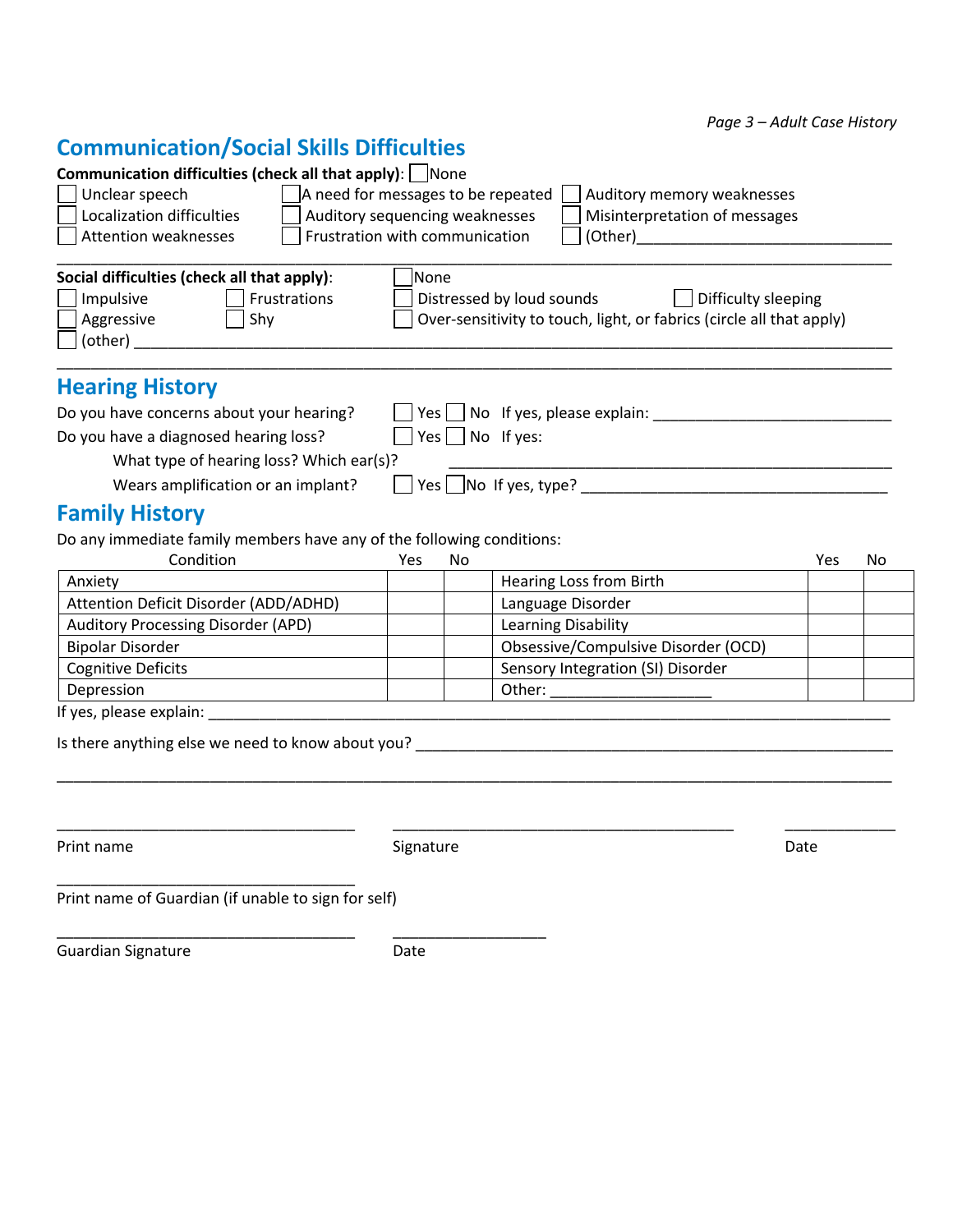## Communication/Social Skills Difficulties

**Communication difficulties (check all that apply)**: ☐ None

☐ Unclear speech ☐ A need for messages to be repeated ☐ Auditory memory weaknesses

☐ Localization difficulties ☐ Auditory sequencing weaknesses ☐ Misinterpretation of messages

☐ Attention weaknesses ☐ Frustration with communication ☐ (Other)______________________________

_____________________________________________________________________________________

**Social difficulties (check all that apply)**: ☐ None

☐ Impulsive ☐ Frustrations ☐ Distressed by loud sounds ☐ Difficulty sleeping

☐ Aggressive ☐ Shy ☐ Over-sensitivity to touch, light, or fabrics (circle all that apply)

☐ (other) ___________________________________________________________________________

_____________________________________________________________________________________

## Hearing History

Do you have concerns about your hearing? ☐ Yes ☐ No If yes, please explain: ___________________________

Do you have a diagnosed hearing loss? ☐ Yes ☐ No If yes:

What type of hearing loss? Which ear(s)? ______________________________________________________

Wears amplification or an implant? ☐ Yes ☐ No If yes, type? ___________________________________

## Family History

Do any immediate family members have any of the following conditions:

| Condition | Yes | No | | Yes | No |
|---|---|---|---|---|---|
| Anxiety | | | Hearing Loss from Birth | | |
| Attention Deficit Disorder (ADD/ADHD) | | | Language Disorder | | |
| Auditory Processing Disorder (APD) | | | Learning Disability | | |
| Bipolar Disorder | | | Obsessive/Compulsive Disorder (OCD) | | |
| Cognitive Deficits | | | Sensory Integration (SI) Disorder | | |
| Depression | | | Other: __________________ | | |

If yes, please explain: _______________________________________________________________________________

Is there anything else we need to know about you? _____________________________________________________

_____________________________________________________________________________________

___________________________________ ________________________________________ _____________

Print name Signature Date

___________________________________

Print name of Guardian (if unable to sign for self)

___________________________________ __________________

Guardian Signature Date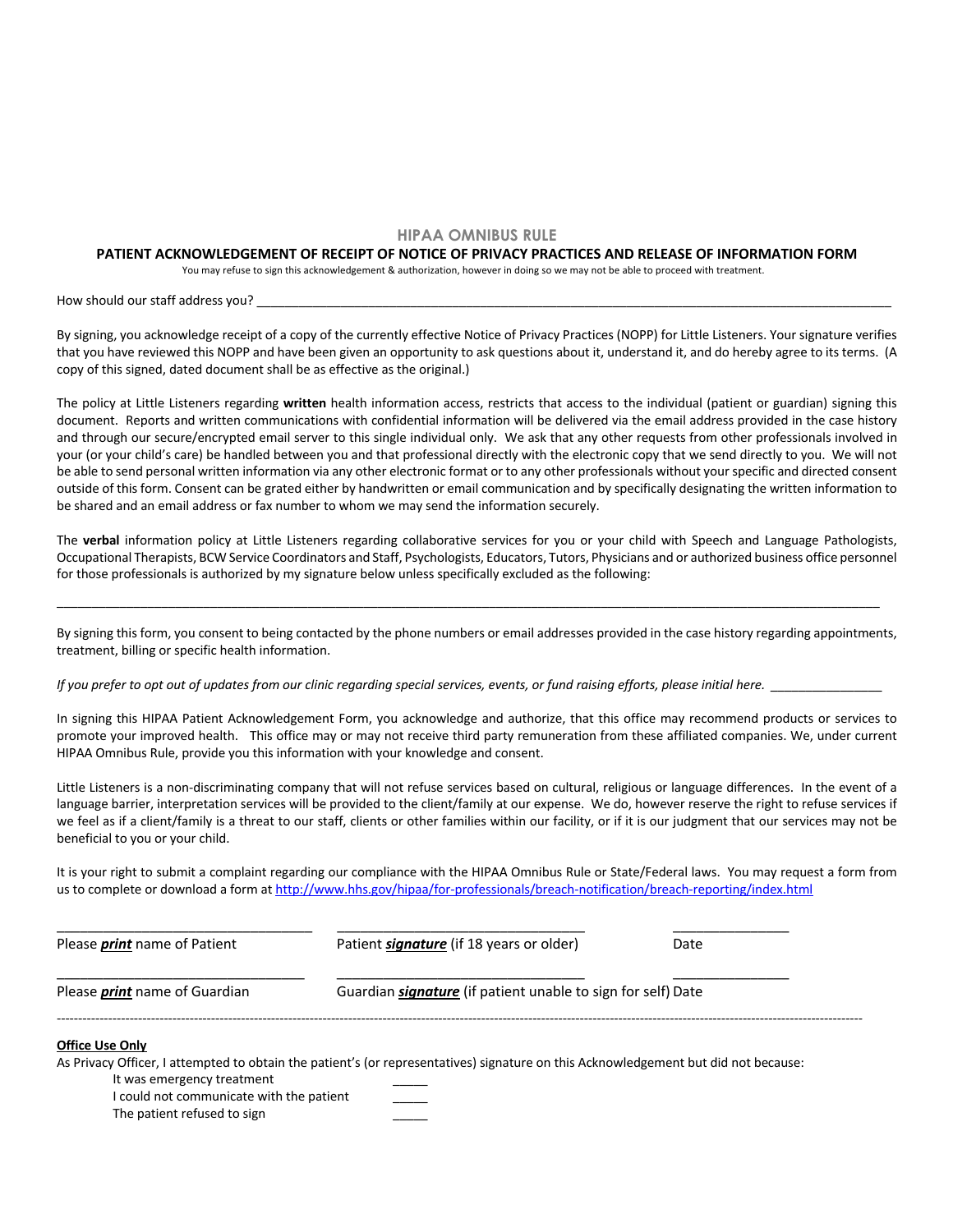## HIPAA OMNIBUS RULE

**PATIENT ACKNOWLEDGEMENT OF RECEIPT OF NOTICE OF PRIVACY PRACTICES AND RELEASE OF INFORMATION FORM**

You may refuse to sign this acknowledgement & authorization, however in doing so we may not be able to proceed with treatment.

How should our staff address you? ____________________________________________________________________________________________

By signing, you acknowledge receipt of a copy of the currently effective Notice of Privacy Practices (NOPP) for Little Listeners. Your signature verifies that you have reviewed this NOPP and have been given an opportunity to ask questions about it, understand it, and do hereby agree to its terms. (A copy of this signed, dated document shall be as effective as the original.)

The policy at Little Listeners regarding **written** health information access, restricts that access to the individual (patient or guardian) signing this document. Reports and written communications with confidential information will be delivered via the email address provided in the case history and through our secure/encrypted email server to this single individual only. We ask that any other requests from other professionals involved in your (or your child's care) be handled between you and that professional directly with the electronic copy that we send directly to you. We will not be able to send personal written information via any other electronic format or to any other professionals without your specific and directed consent outside of this form. Consent can be grated either by handwritten or email communication and by specifically designating the written information to be shared and an email address or fax number to whom we may send the information securely.

The **verbal** information policy at Little Listeners regarding collaborative services for you or your child with Speech and Language Pathologists, Occupational Therapists, BCW Service Coordinators and Staff, Psychologists, Educators, Tutors, Physicians and or authorized business office personnel for those professionals is authorized by my signature below unless specifically excluded as the following:

____________________________________________________________________________________________________________________

By signing this form, you consent to being contacted by the phone numbers or email addresses provided in the case history regarding appointments, treatment, billing or specific health information.

*If you prefer to opt out of updates from our clinic regarding special services, events, or fund raising efforts, please initial here.* ________________

In signing this HIPAA Patient Acknowledgement Form, you acknowledge and authorize, that this office may recommend products or services to promote your improved health. This office may or may not receive third party remuneration from these affiliated companies. We, under current HIPAA Omnibus Rule, provide you this information with your knowledge and consent.

Little Listeners is a non-discriminating company that will not refuse services based on cultural, religious or language differences. In the event of a language barrier, interpretation services will be provided to the client/family at our expense. We do, however reserve the right to refuse services if we feel as if a client/family is a threat to our staff, clients or other families within our facility, or if it is our judgment that our services may not be beneficial to you or your child.

It is your right to submit a complaint regarding our compliance with the HIPAA Omnibus Rule or State/Federal laws. You may request a form from us to complete or download a form at http://www.hhs.gov/hipaa/for-professionals/breach-notification/breach-reporting/index.html

| ___________________________ | ___________________________ | ______________ |
|---|---|---|
| Please ***print*** name of Patient | Patient ***signature*** (if 18 years or older) | Date |
| ___________________________ | ___________________________ | ______________ |
| Please ***print*** name of Guardian | Guardian ***signature*** (if patient unable to sign for self) | Date |

---

**Office Use Only**

As Privacy Officer, I attempted to obtain the patient's (or representatives) signature on this Acknowledgement but did not because:

- It was emergency treatment _____
- I could not communicate with the patient _____
- The patient refused to sign _____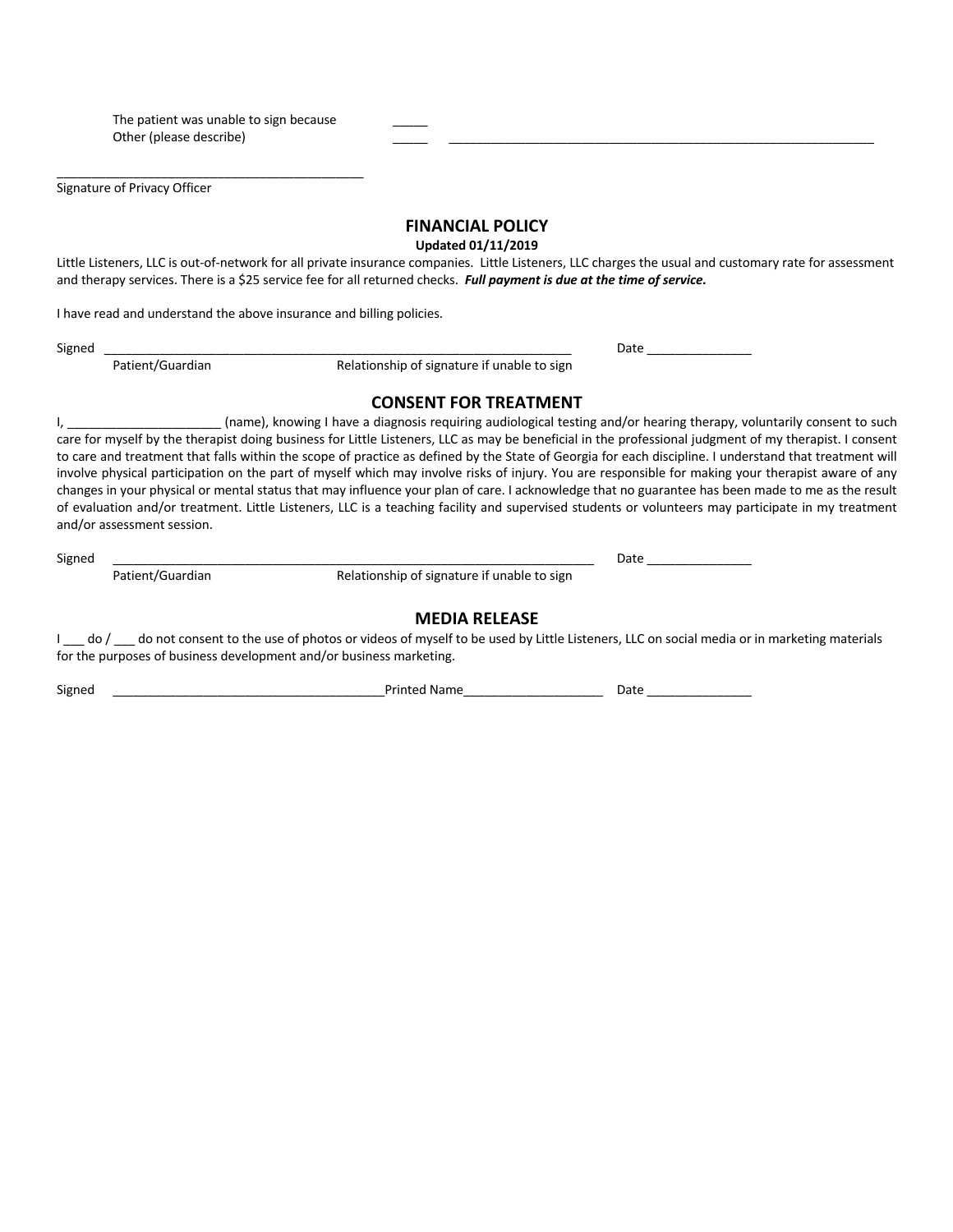The patient was unable to sign because _____

Other (please describe) _____ ______________________________________________________________

_____________________________________________

Signature of Privacy Officer

## FINANCIAL POLICY

**Updated 01/11/2019**

Little Listeners, LLC is out-of-network for all private insurance companies. Little Listeners, LLC charges the usual and customary rate for assessment and therapy services. There is a $25 service fee for all returned checks. ***Full payment is due at the time of service.***

I have read and understand the above insurance and billing policies.

Signed ____________________________________________________________________ Date _______________

Patient/Guardian Relationship of signature if unable to sign

## CONSENT FOR TREATMENT

I, ______________________ (name), knowing I have a diagnosis requiring audiological testing and/or hearing therapy, voluntarily consent to such care for myself by the therapist doing business for Little Listeners, LLC as may be beneficial in the professional judgment of my therapist. I consent to care and treatment that falls within the scope of practice as defined by the State of Georgia for each discipline. I understand that treatment will involve physical participation on the part of myself which may involve risks of injury. You are responsible for making your therapist aware of any changes in your physical or mental status that may influence your plan of care. I acknowledge that no guarantee has been made to me as the result of evaluation and/or treatment. Little Listeners, LLC is a teaching facility and supervised students or volunteers may participate in my treatment and/or assessment session.

Signed _______________________________________________________________________ Date _______________

Patient/Guardian Relationship of signature if unable to sign

## MEDIA RELEASE

I ___ do / ___ do not consent to the use of photos or videos of myself to be used by Little Listeners, LLC on social media or in marketing materials for the purposes of business development and/or business marketing.

Signed ________________________________________Printed Name____________________ Date _______________